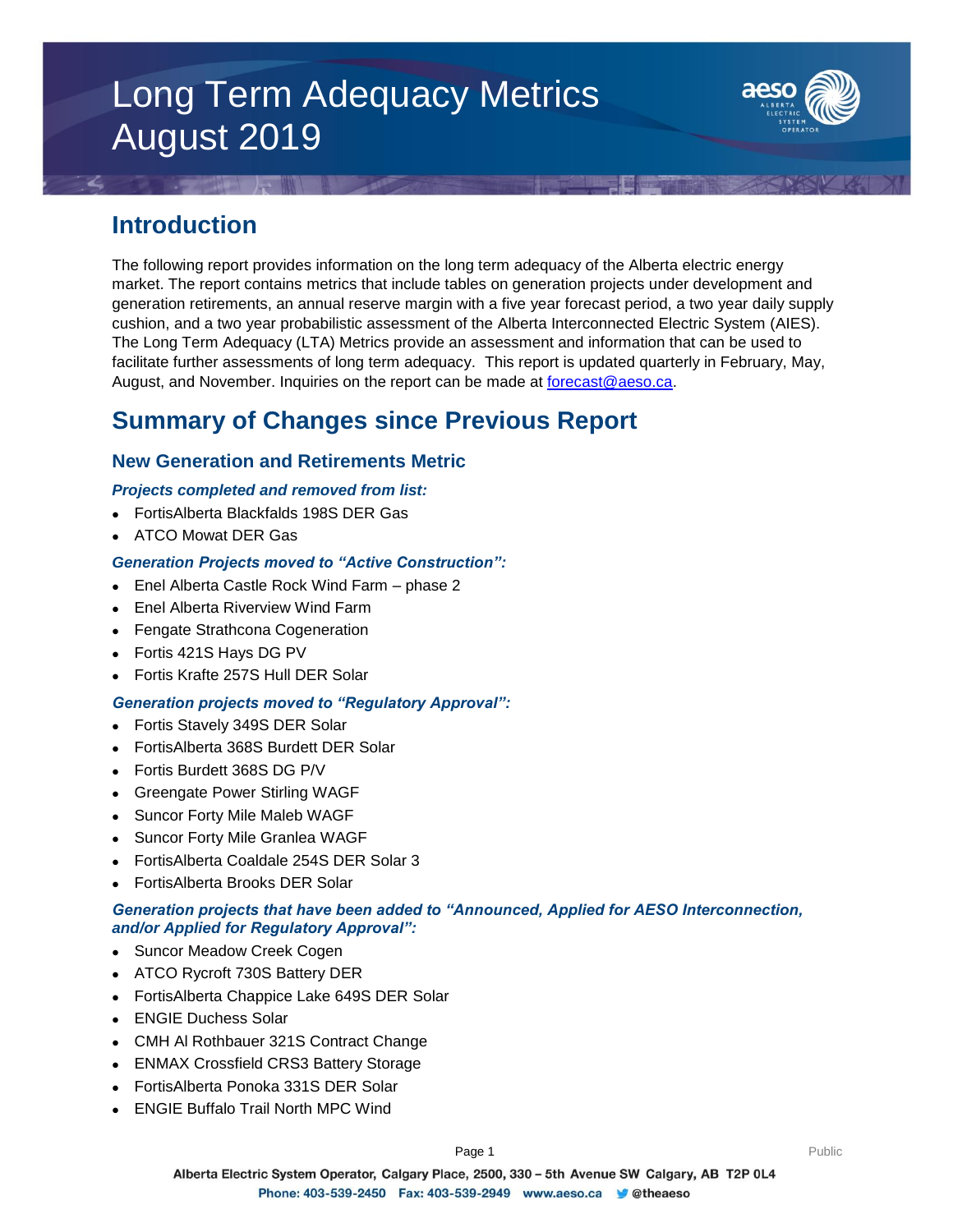# Long Term Adequacy Metrics August 2019

## Introduction

The following report provides information on the long term adequacy of the Alberta electric energy market. The report contains metrics that include tables on generation projects under development and generation retirements, an annual reserve margin with a five year forecast period, a two year daily supply cushion, and a two year probabilistic assessment of the Alberta Interconnected Electric System (AIES). The Long Term Adequacy (LTA) Metrics provide an assessment and information that can be used to facilitate further assessments of long term adequacy. This report is updated quarterly in February, May, August, and November. Inquiries on the report can be made at forecast@aeso.ca.

## Summary of Changes since Previous Report

### New Generation and Retirements Metric

***Projects completed and removed from list:***

- FortisAlberta Blackfalds 198S DER Gas
- ATCO Mowat DER Gas

***Generation Projects moved to "Active Construction":***

- Enel Alberta Castle Rock Wind Farm – phase 2
- Enel Alberta Riverview Wind Farm
- Fengate Strathcona Cogeneration
- Fortis 421S Hays DG PV
- Fortis Krafte 257S Hull DER Solar

***Generation projects moved to "Regulatory Approval":***

- Fortis Stavely 349S DER Solar
- FortisAlberta 368S Burdett DER Solar
- Fortis Burdett 368S DG P/V
- Greengate Power Stirling WAGF
- Suncor Forty Mile Maleb WAGF
- Suncor Forty Mile Granlea WAGF
- FortisAlberta Coaldale 254S DER Solar 3
- FortisAlberta Brooks DER Solar

***Generation projects that have been added to "Announced, Applied for AESO Interconnection, and/or Applied for Regulatory Approval":***

- Suncor Meadow Creek Cogen
- ATCO Rycroft 730S Battery DER
- FortisAlberta Chappice Lake 649S DER Solar
- ENGIE Duchess Solar
- CMH Al Rothbauer 321S Contract Change
- ENMAX Crossfield CRS3 Battery Storage
- FortisAlberta Ponoka 331S DER Solar
- ENGIE Buffalo Trail North MPC Wind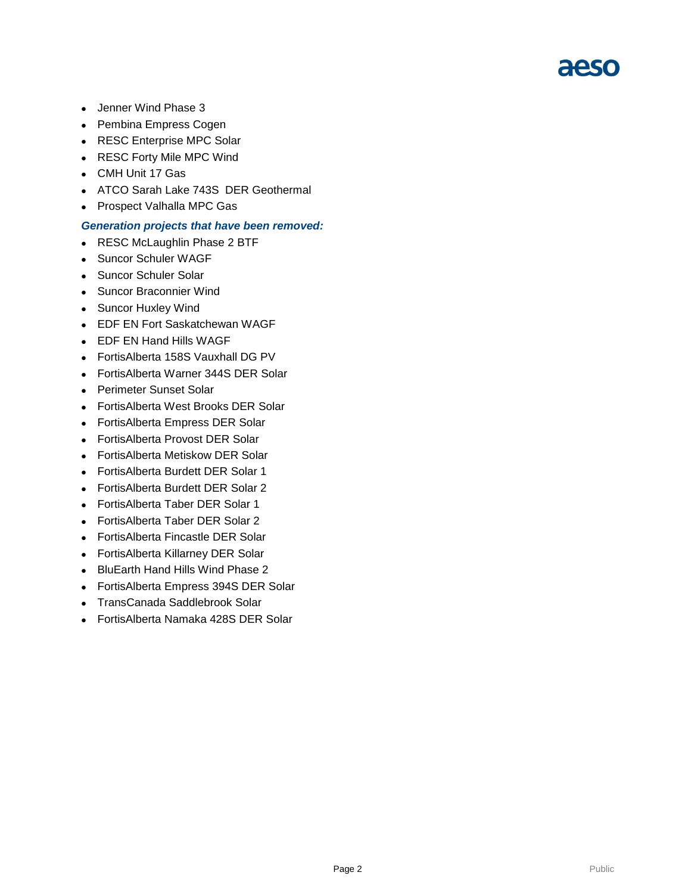- Jenner Wind Phase 3
- Pembina Empress Cogen
- RESC Enterprise MPC Solar
- RESC Forty Mile MPC Wind
- CMH Unit 17 Gas
- ATCO Sarah Lake 743S DER Geothermal
- Prospect Valhalla MPC Gas

***Generation projects that have been removed:***

- RESC McLaughlin Phase 2 BTF
- Suncor Schuler WAGF
- Suncor Schuler Solar
- Suncor Braconnier Wind
- Suncor Huxley Wind
- EDF EN Fort Saskatchewan WAGF
- EDF EN Hand Hills WAGF
- FortisAlberta 158S Vauxhall DG PV
- FortisAlberta Warner 344S DER Solar
- Perimeter Sunset Solar
- FortisAlberta West Brooks DER Solar
- FortisAlberta Empress DER Solar
- FortisAlberta Provost DER Solar
- FortisAlberta Metiskow DER Solar
- FortisAlberta Burdett DER Solar 1
- FortisAlberta Burdett DER Solar 2
- FortisAlberta Taber DER Solar 1
- FortisAlberta Taber DER Solar 2
- FortisAlberta Fincastle DER Solar
- FortisAlberta Killarney DER Solar
- BluEarth Hand Hills Wind Phase 2
- FortisAlberta Empress 394S DER Solar
- TransCanada Saddlebrook Solar
- FortisAlberta Namaka 428S DER Solar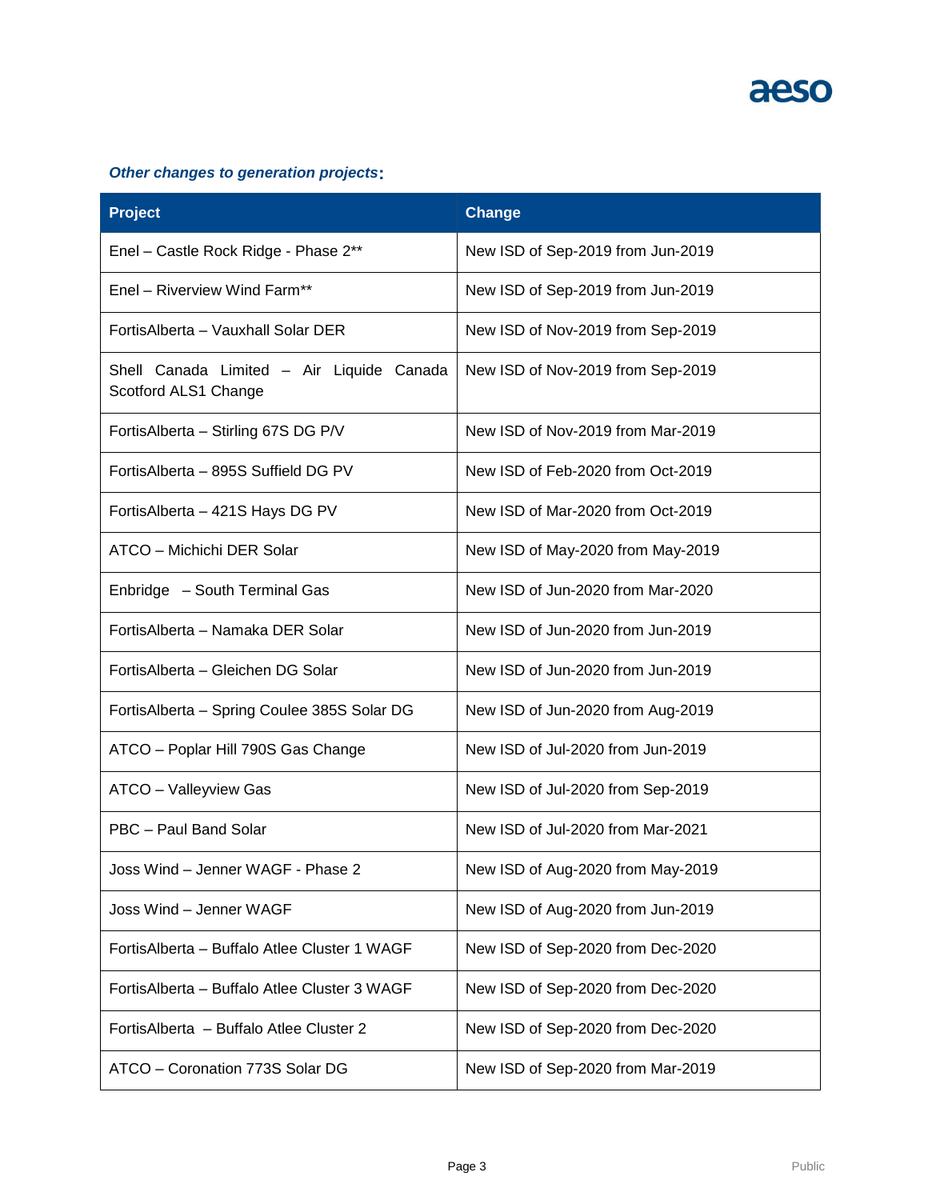***Other changes to generation projects*:**

| Project | Change |
|---|---|
| Enel – Castle Rock Ridge - Phase 2** | New ISD of Sep-2019 from Jun-2019 |
| Enel – Riverview Wind Farm** | New ISD of Sep-2019 from Jun-2019 |
| FortisAlberta – Vauxhall Solar DER | New ISD of Nov-2019 from Sep-2019 |
| Shell Canada Limited – Air Liquide Canada Scotford ALS1 Change | New ISD of Nov-2019 from Sep-2019 |
| FortisAlberta – Stirling 67S DG P/V | New ISD of Nov-2019 from Mar-2019 |
| FortisAlberta – 895S Suffield DG PV | New ISD of Feb-2020 from Oct-2019 |
| FortisAlberta – 421S Hays DG PV | New ISD of Mar-2020 from Oct-2019 |
| ATCO – Michichi DER Solar | New ISD of May-2020 from May-2019 |
| Enbridge – South Terminal Gas | New ISD of Jun-2020 from Mar-2020 |
| FortisAlberta – Namaka DER Solar | New ISD of Jun-2020 from Jun-2019 |
| FortisAlberta – Gleichen DG Solar | New ISD of Jun-2020 from Jun-2019 |
| FortisAlberta – Spring Coulee 385S Solar DG | New ISD of Jun-2020 from Aug-2019 |
| ATCO – Poplar Hill 790S Gas Change | New ISD of Jul-2020 from Jun-2019 |
| ATCO – Valleyview Gas | New ISD of Jul-2020 from Sep-2019 |
| PBC – Paul Band Solar | New ISD of Jul-2020 from Mar-2021 |
| Joss Wind – Jenner WAGF - Phase 2 | New ISD of Aug-2020 from May-2019 |
| Joss Wind – Jenner WAGF | New ISD of Aug-2020 from Jun-2019 |
| FortisAlberta – Buffalo Atlee Cluster 1 WAGF | New ISD of Sep-2020 from Dec-2020 |
| FortisAlberta – Buffalo Atlee Cluster 3 WAGF | New ISD of Sep-2020 from Dec-2020 |
| FortisAlberta – Buffalo Atlee Cluster 2 | New ISD of Sep-2020 from Dec-2020 |
| ATCO – Coronation 773S Solar DG | New ISD of Sep-2020 from Mar-2019 |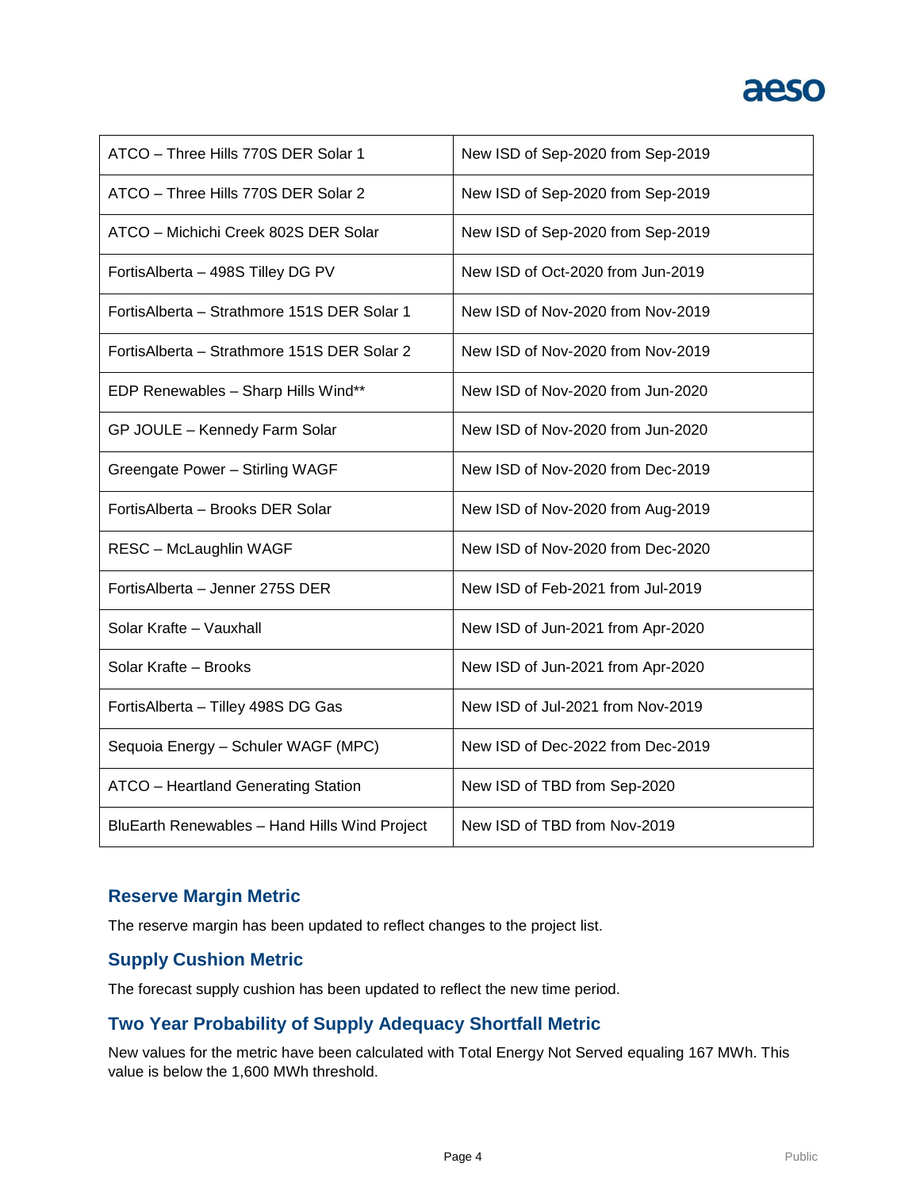| | |
|---|---|
| ATCO – Three Hills 770S DER Solar 1 | New ISD of Sep-2020 from Sep-2019 |
| ATCO – Three Hills 770S DER Solar 2 | New ISD of Sep-2020 from Sep-2019 |
| ATCO – Michichi Creek 802S DER Solar | New ISD of Sep-2020 from Sep-2019 |
| FortisAlberta – 498S Tilley DG PV | New ISD of Oct-2020 from Jun-2019 |
| FortisAlberta – Strathmore 151S DER Solar 1 | New ISD of Nov-2020 from Nov-2019 |
| FortisAlberta – Strathmore 151S DER Solar 2 | New ISD of Nov-2020 from Nov-2019 |
| EDP Renewables – Sharp Hills Wind** | New ISD of Nov-2020 from Jun-2020 |
| GP JOULE – Kennedy Farm Solar | New ISD of Nov-2020 from Jun-2020 |
| Greengate Power – Stirling WAGF | New ISD of Nov-2020 from Dec-2019 |
| FortisAlberta – Brooks DER Solar | New ISD of Nov-2020 from Aug-2019 |
| RESC – McLaughlin WAGF | New ISD of Nov-2020 from Dec-2020 |
| FortisAlberta – Jenner 275S DER | New ISD of Feb-2021 from Jul-2019 |
| Solar Krafte – Vauxhall | New ISD of Jun-2021 from Apr-2020 |
| Solar Krafte – Brooks | New ISD of Jun-2021 from Apr-2020 |
| FortisAlberta – Tilley 498S DG Gas | New ISD of Jul-2021 from Nov-2019 |
| Sequoia Energy – Schuler WAGF (MPC) | New ISD of Dec-2022 from Dec-2019 |
| ATCO – Heartland Generating Station | New ISD of TBD from Sep-2020 |
| BluEarth Renewables – Hand Hills Wind Project | New ISD of TBD from Nov-2019 |

## Reserve Margin Metric

The reserve margin has been updated to reflect changes to the project list.

## Supply Cushion Metric

The forecast supply cushion has been updated to reflect the new time period.

## Two Year Probability of Supply Adequacy Shortfall Metric

New values for the metric have been calculated with Total Energy Not Served equaling 167 MWh. This value is below the 1,600 MWh threshold.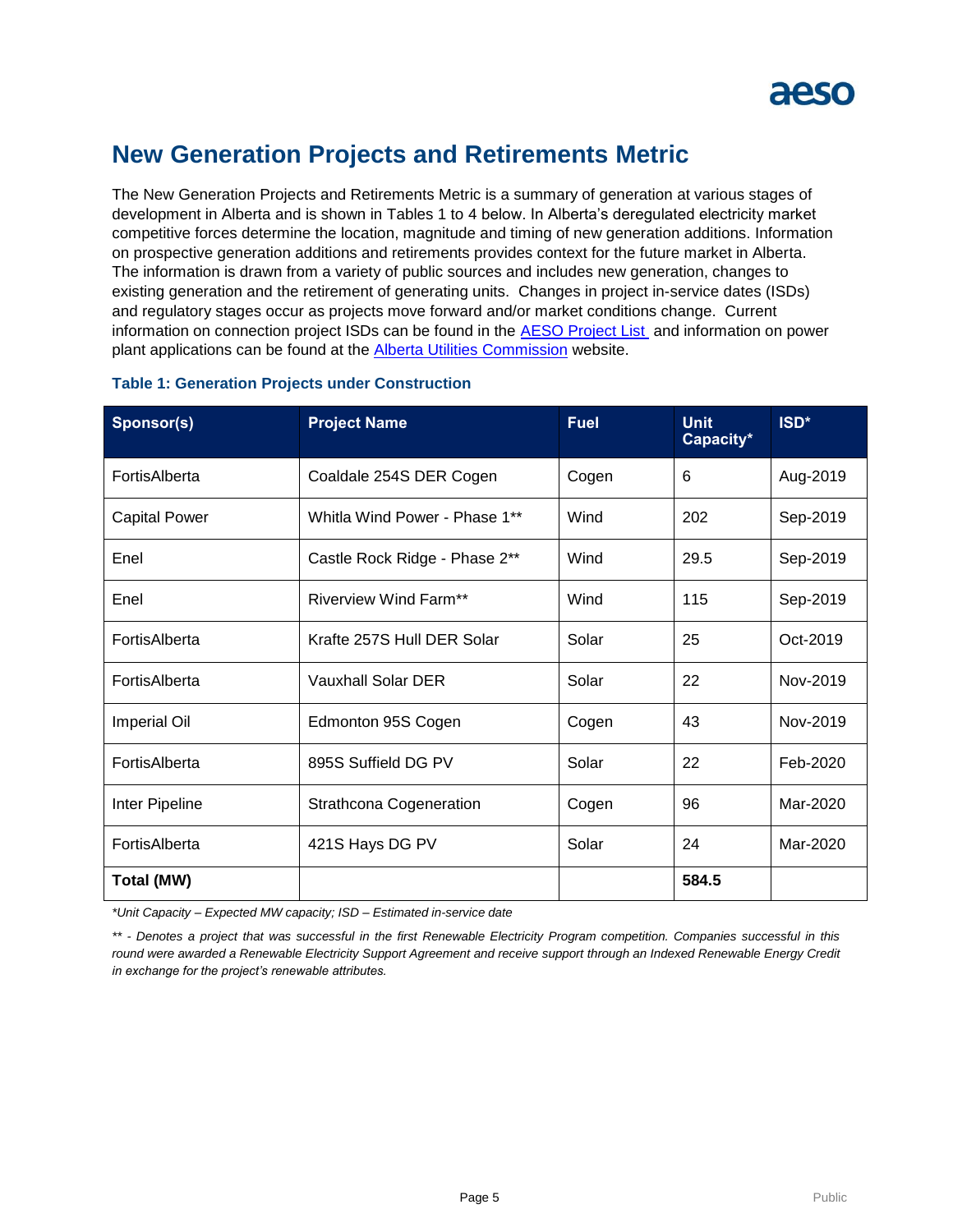# New Generation Projects and Retirements Metric

The New Generation Projects and Retirements Metric is a summary of generation at various stages of development in Alberta and is shown in Tables 1 to 4 below. In Alberta's deregulated electricity market competitive forces determine the location, magnitude and timing of new generation additions. Information on prospective generation additions and retirements provides context for the future market in Alberta. The information is drawn from a variety of public sources and includes new generation, changes to existing generation and the retirement of generating units. Changes in project in-service dates (ISDs) and regulatory stages occur as projects move forward and/or market conditions change. Current information on connection project ISDs can be found in the [AESO Project List](#) and information on power plant applications can be found at the [Alberta Utilities Commission](#) website.

### Table 1: Generation Projects under Construction

| Sponsor(s) | Project Name | Fuel | Unit Capacity* | ISD* |
|---|---|---|---|---|
| FortisAlberta | Coaldale 254S DER Cogen | Cogen | 6 | Aug-2019 |
| Capital Power | Whitla Wind Power - Phase 1** | Wind | 202 | Sep-2019 |
| Enel | Castle Rock Ridge - Phase 2** | Wind | 29.5 | Sep-2019 |
| Enel | Riverview Wind Farm** | Wind | 115 | Sep-2019 |
| FortisAlberta | Krafte 257S Hull DER Solar | Solar | 25 | Oct-2019 |
| FortisAlberta | Vauxhall Solar DER | Solar | 22 | Nov-2019 |
| Imperial Oil | Edmonton 95S Cogen | Cogen | 43 | Nov-2019 |
| FortisAlberta | 895S Suffield DG PV | Solar | 22 | Feb-2020 |
| Inter Pipeline | Strathcona Cogeneration | Cogen | 96 | Mar-2020 |
| FortisAlberta | 421S Hays DG PV | Solar | 24 | Mar-2020 |
| **Total (MW)** | | | **584.5** | |

*\*Unit Capacity – Expected MW capacity; ISD – Estimated in-service date*

*\*\* - Denotes a project that was successful in the first Renewable Electricity Program competition. Companies successful in this round were awarded a Renewable Electricity Support Agreement and receive support through an Indexed Renewable Energy Credit in exchange for the project's renewable attributes.*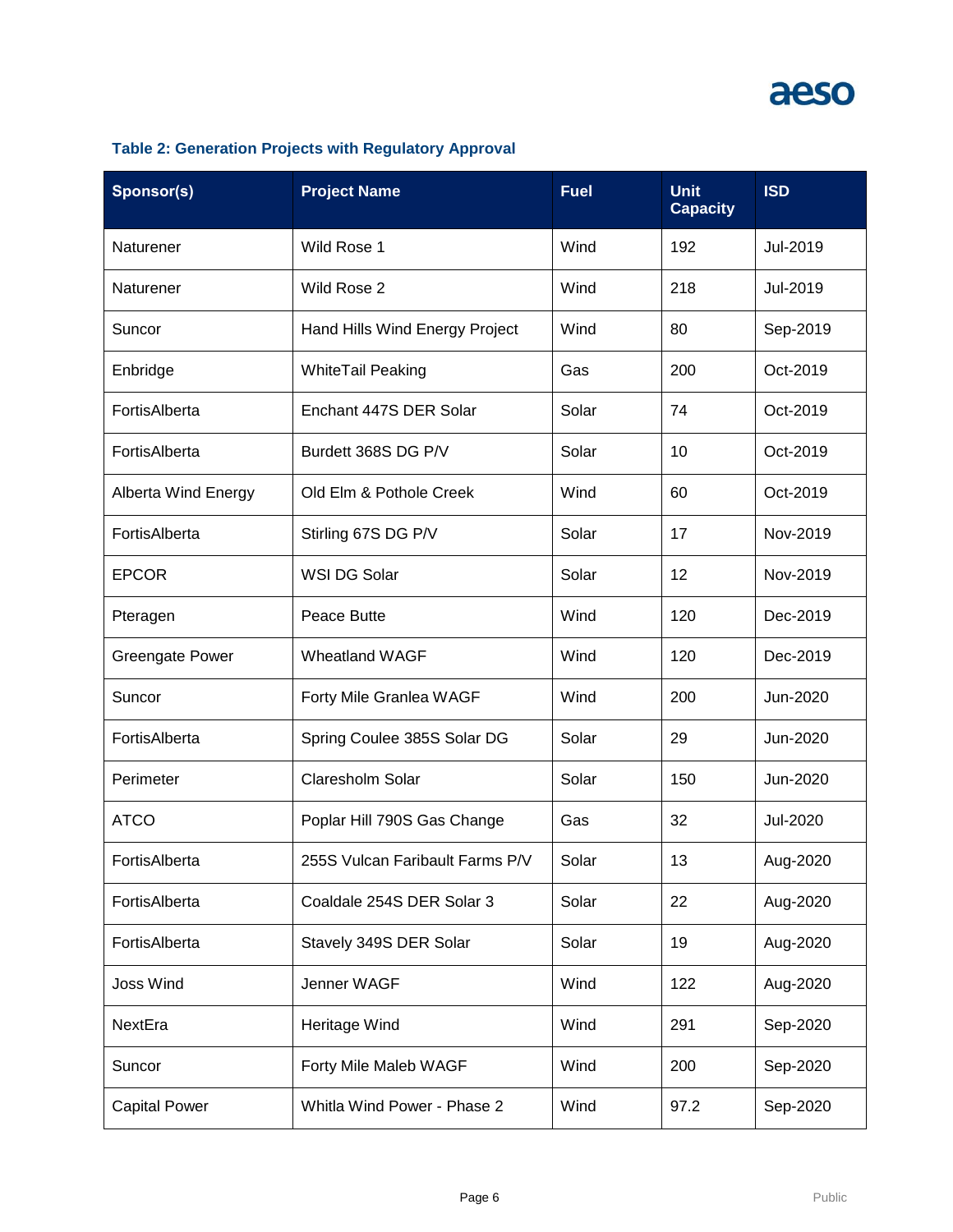**Table 2: Generation Projects with Regulatory Approval**

| Sponsor(s) | Project Name | Fuel | Unit Capacity | ISD |
|---|---|---|---|---|
| Naturener | Wild Rose 1 | Wind | 192 | Jul-2019 |
| Naturener | Wild Rose 2 | Wind | 218 | Jul-2019 |
| Suncor | Hand Hills Wind Energy Project | Wind | 80 | Sep-2019 |
| Enbridge | WhiteTail Peaking | Gas | 200 | Oct-2019 |
| FortisAlberta | Enchant 447S DER Solar | Solar | 74 | Oct-2019 |
| FortisAlberta | Burdett 368S DG P/V | Solar | 10 | Oct-2019 |
| Alberta Wind Energy | Old Elm & Pothole Creek | Wind | 60 | Oct-2019 |
| FortisAlberta | Stirling 67S DG P/V | Solar | 17 | Nov-2019 |
| EPCOR | WSI DG Solar | Solar | 12 | Nov-2019 |
| Pteragen | Peace Butte | Wind | 120 | Dec-2019 |
| Greengate Power | Wheatland WAGF | Wind | 120 | Dec-2019 |
| Suncor | Forty Mile Granlea WAGF | Wind | 200 | Jun-2020 |
| FortisAlberta | Spring Coulee 385S Solar DG | Solar | 29 | Jun-2020 |
| Perimeter | Claresholm Solar | Solar | 150 | Jun-2020 |
| ATCO | Poplar Hill 790S Gas Change | Gas | 32 | Jul-2020 |
| FortisAlberta | 255S Vulcan Faribault Farms P/V | Solar | 13 | Aug-2020 |
| FortisAlberta | Coaldale 254S DER Solar 3 | Solar | 22 | Aug-2020 |
| FortisAlberta | Stavely 349S DER Solar | Solar | 19 | Aug-2020 |
| Joss Wind | Jenner WAGF | Wind | 122 | Aug-2020 |
| NextEra | Heritage Wind | Wind | 291 | Sep-2020 |
| Suncor | Forty Mile Maleb WAGF | Wind | 200 | Sep-2020 |
| Capital Power | Whitla Wind Power - Phase 2 | Wind | 97.2 | Sep-2020 |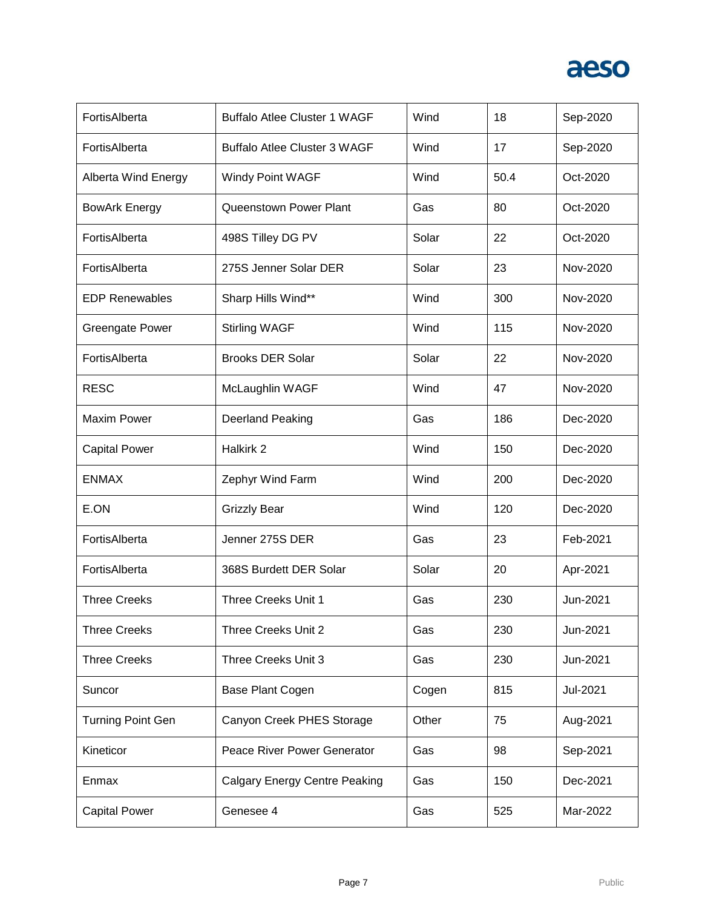| | | | | |
|---|---|---|---|---|
| FortisAlberta | Buffalo Atlee Cluster 1 WAGF | Wind | 18 | Sep-2020 |
| FortisAlberta | Buffalo Atlee Cluster 3 WAGF | Wind | 17 | Sep-2020 |
| Alberta Wind Energy | Windy Point WAGF | Wind | 50.4 | Oct-2020 |
| BowArk Energy | Queenstown Power Plant | Gas | 80 | Oct-2020 |
| FortisAlberta | 498S Tilley DG PV | Solar | 22 | Oct-2020 |
| FortisAlberta | 275S Jenner Solar DER | Solar | 23 | Nov-2020 |
| EDP Renewables | Sharp Hills Wind** | Wind | 300 | Nov-2020 |
| Greengate Power | Stirling WAGF | Wind | 115 | Nov-2020 |
| FortisAlberta | Brooks DER Solar | Solar | 22 | Nov-2020 |
| RESC | McLaughlin WAGF | Wind | 47 | Nov-2020 |
| Maxim Power | Deerland Peaking | Gas | 186 | Dec-2020 |
| Capital Power | Halkirk 2 | Wind | 150 | Dec-2020 |
| ENMAX | Zephyr Wind Farm | Wind | 200 | Dec-2020 |
| E.ON | Grizzly Bear | Wind | 120 | Dec-2020 |
| FortisAlberta | Jenner 275S DER | Gas | 23 | Feb-2021 |
| FortisAlberta | 368S Burdett DER Solar | Solar | 20 | Apr-2021 |
| Three Creeks | Three Creeks Unit 1 | Gas | 230 | Jun-2021 |
| Three Creeks | Three Creeks Unit 2 | Gas | 230 | Jun-2021 |
| Three Creeks | Three Creeks Unit 3 | Gas | 230 | Jun-2021 |
| Suncor | Base Plant Cogen | Cogen | 815 | Jul-2021 |
| Turning Point Gen | Canyon Creek PHES Storage | Other | 75 | Aug-2021 |
| Kineticor | Peace River Power Generator | Gas | 98 | Sep-2021 |
| Enmax | Calgary Energy Centre Peaking | Gas | 150 | Dec-2021 |
| Capital Power | Genesee 4 | Gas | 525 | Mar-2022 |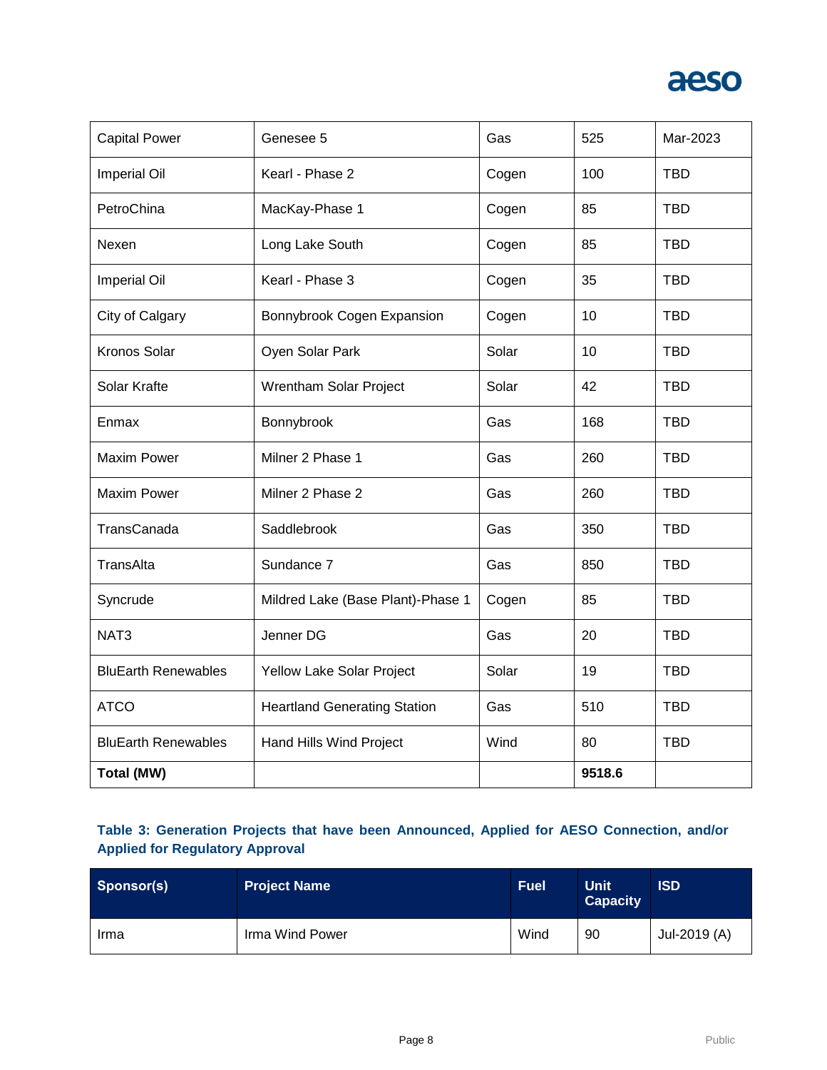| | | | | |
|---|---|---|---|---|
| Capital Power | Genesee 5 | Gas | 525 | Mar-2023 |
| Imperial Oil | Kearl - Phase 2 | Cogen | 100 | TBD |
| PetroChina | MacKay-Phase 1 | Cogen | 85 | TBD |
| Nexen | Long Lake South | Cogen | 85 | TBD |
| Imperial Oil | Kearl - Phase 3 | Cogen | 35 | TBD |
| City of Calgary | Bonnybrook Cogen Expansion | Cogen | 10 | TBD |
| Kronos Solar | Oyen Solar Park | Solar | 10 | TBD |
| Solar Krafte | Wrentham Solar Project | Solar | 42 | TBD |
| Enmax | Bonnybrook | Gas | 168 | TBD |
| Maxim Power | Milner 2 Phase 1 | Gas | 260 | TBD |
| Maxim Power | Milner 2 Phase 2 | Gas | 260 | TBD |
| TransCanada | Saddlebrook | Gas | 350 | TBD |
| TransAlta | Sundance 7 | Gas | 850 | TBD |
| Syncrude | Mildred Lake (Base Plant)-Phase 1 | Cogen | 85 | TBD |
| NAT3 | Jenner DG | Gas | 20 | TBD |
| BluEarth Renewables | Yellow Lake Solar Project | Solar | 19 | TBD |
| ATCO | Heartland Generating Station | Gas | 510 | TBD |
| BluEarth Renewables | Hand Hills Wind Project | Wind | 80 | TBD |
| **Total (MW)** | | | **9518.6** | |

**Table 3: Generation Projects that have been Announced, Applied for AESO Connection, and/or Applied for Regulatory Approval**

| Sponsor(s) | Project Name | Fuel | Unit Capacity | ISD |
|---|---|---|---|---|
| Irma | Irma Wind Power | Wind | 90 | Jul-2019 (A) |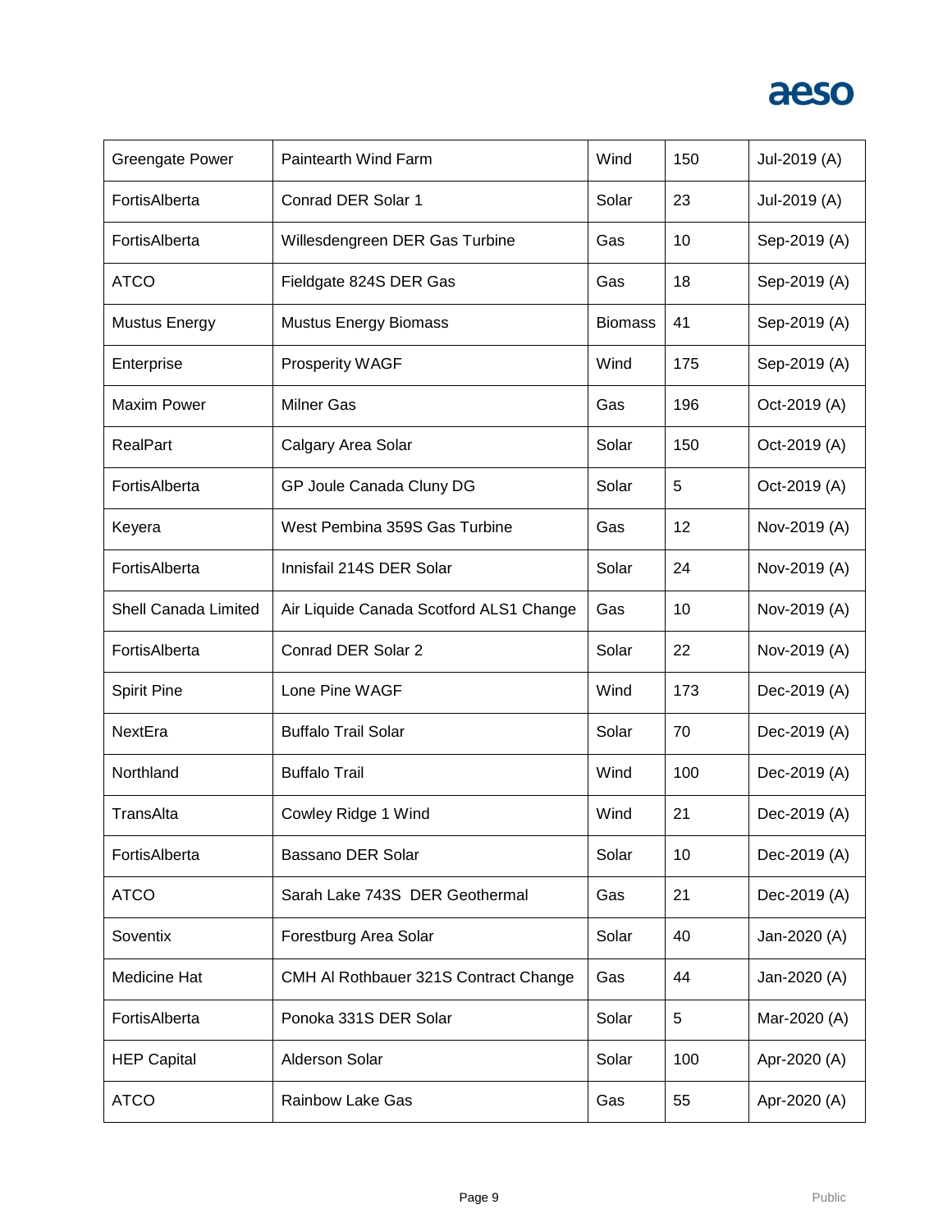| | | | | |
|---|---|---|---|---|
| Greengate Power | Paintearth Wind Farm | Wind | 150 | Jul-2019 (A) |
| FortisAlberta | Conrad DER Solar 1 | Solar | 23 | Jul-2019 (A) |
| FortisAlberta | Willesdengreen DER Gas Turbine | Gas | 10 | Sep-2019 (A) |
| ATCO | Fieldgate 824S DER Gas | Gas | 18 | Sep-2019 (A) |
| Mustus Energy | Mustus Energy Biomass | Biomass | 41 | Sep-2019 (A) |
| Enterprise | Prosperity WAGF | Wind | 175 | Sep-2019 (A) |
| Maxim Power | Milner Gas | Gas | 196 | Oct-2019 (A) |
| RealPart | Calgary Area Solar | Solar | 150 | Oct-2019 (A) |
| FortisAlberta | GP Joule Canada Cluny DG | Solar | 5 | Oct-2019 (A) |
| Keyera | West Pembina 359S Gas Turbine | Gas | 12 | Nov-2019 (A) |
| FortisAlberta | Innisfail 214S DER Solar | Solar | 24 | Nov-2019 (A) |
| Shell Canada Limited | Air Liquide Canada Scotford ALS1 Change | Gas | 10 | Nov-2019 (A) |
| FortisAlberta | Conrad DER Solar 2 | Solar | 22 | Nov-2019 (A) |
| Spirit Pine | Lone Pine WAGF | Wind | 173 | Dec-2019 (A) |
| NextEra | Buffalo Trail Solar | Solar | 70 | Dec-2019 (A) |
| Northland | Buffalo Trail | Wind | 100 | Dec-2019 (A) |
| TransAlta | Cowley Ridge 1 Wind | Wind | 21 | Dec-2019 (A) |
| FortisAlberta | Bassano DER Solar | Solar | 10 | Dec-2019 (A) |
| ATCO | Sarah Lake 743S DER Geothermal | Gas | 21 | Dec-2019 (A) |
| Soventix | Forestburg Area Solar | Solar | 40 | Jan-2020 (A) |
| Medicine Hat | CMH Al Rothbauer 321S Contract Change | Gas | 44 | Jan-2020 (A) |
| FortisAlberta | Ponoka 331S DER Solar | Solar | 5 | Mar-2020 (A) |
| HEP Capital | Alderson Solar | Solar | 100 | Apr-2020 (A) |
| ATCO | Rainbow Lake Gas | Gas | 55 | Apr-2020 (A) |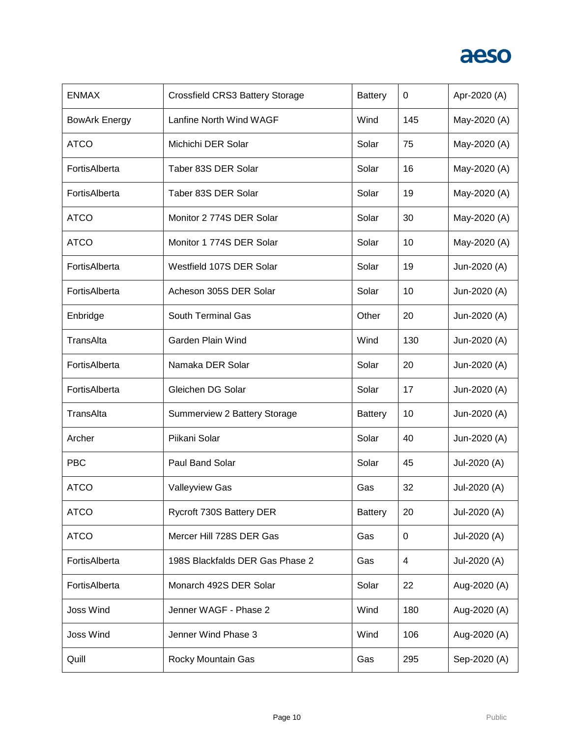| | | | | |
|---|---|---|---|---|
| ENMAX | Crossfield CRS3 Battery Storage | Battery | 0 | Apr-2020 (A) |
| BowArk Energy | Lanfine North Wind WAGF | Wind | 145 | May-2020 (A) |
| ATCO | Michichi DER Solar | Solar | 75 | May-2020 (A) |
| FortisAlberta | Taber 83S DER Solar | Solar | 16 | May-2020 (A) |
| FortisAlberta | Taber 83S DER Solar | Solar | 19 | May-2020 (A) |
| ATCO | Monitor 2 774S DER Solar | Solar | 30 | May-2020 (A) |
| ATCO | Monitor 1 774S DER Solar | Solar | 10 | May-2020 (A) |
| FortisAlberta | Westfield 107S DER Solar | Solar | 19 | Jun-2020 (A) |
| FortisAlberta | Acheson 305S DER Solar | Solar | 10 | Jun-2020 (A) |
| Enbridge | South Terminal Gas | Other | 20 | Jun-2020 (A) |
| TransAlta | Garden Plain Wind | Wind | 130 | Jun-2020 (A) |
| FortisAlberta | Namaka DER Solar | Solar | 20 | Jun-2020 (A) |
| FortisAlberta | Gleichen DG Solar | Solar | 17 | Jun-2020 (A) |
| TransAlta | Summerview 2 Battery Storage | Battery | 10 | Jun-2020 (A) |
| Archer | Piikani Solar | Solar | 40 | Jun-2020 (A) |
| PBC | Paul Band Solar | Solar | 45 | Jul-2020 (A) |
| ATCO | Valleyview Gas | Gas | 32 | Jul-2020 (A) |
| ATCO | Rycroft 730S Battery DER | Battery | 20 | Jul-2020 (A) |
| ATCO | Mercer Hill 728S DER Gas | Gas | 0 | Jul-2020 (A) |
| FortisAlberta | 198S Blackfalds DER Gas Phase 2 | Gas | 4 | Jul-2020 (A) |
| FortisAlberta | Monarch 492S DER Solar | Solar | 22 | Aug-2020 (A) |
| Joss Wind | Jenner WAGF - Phase 2 | Wind | 180 | Aug-2020 (A) |
| Joss Wind | Jenner Wind Phase 3 | Wind | 106 | Aug-2020 (A) |
| Quill | Rocky Mountain Gas | Gas | 295 | Sep-2020 (A) |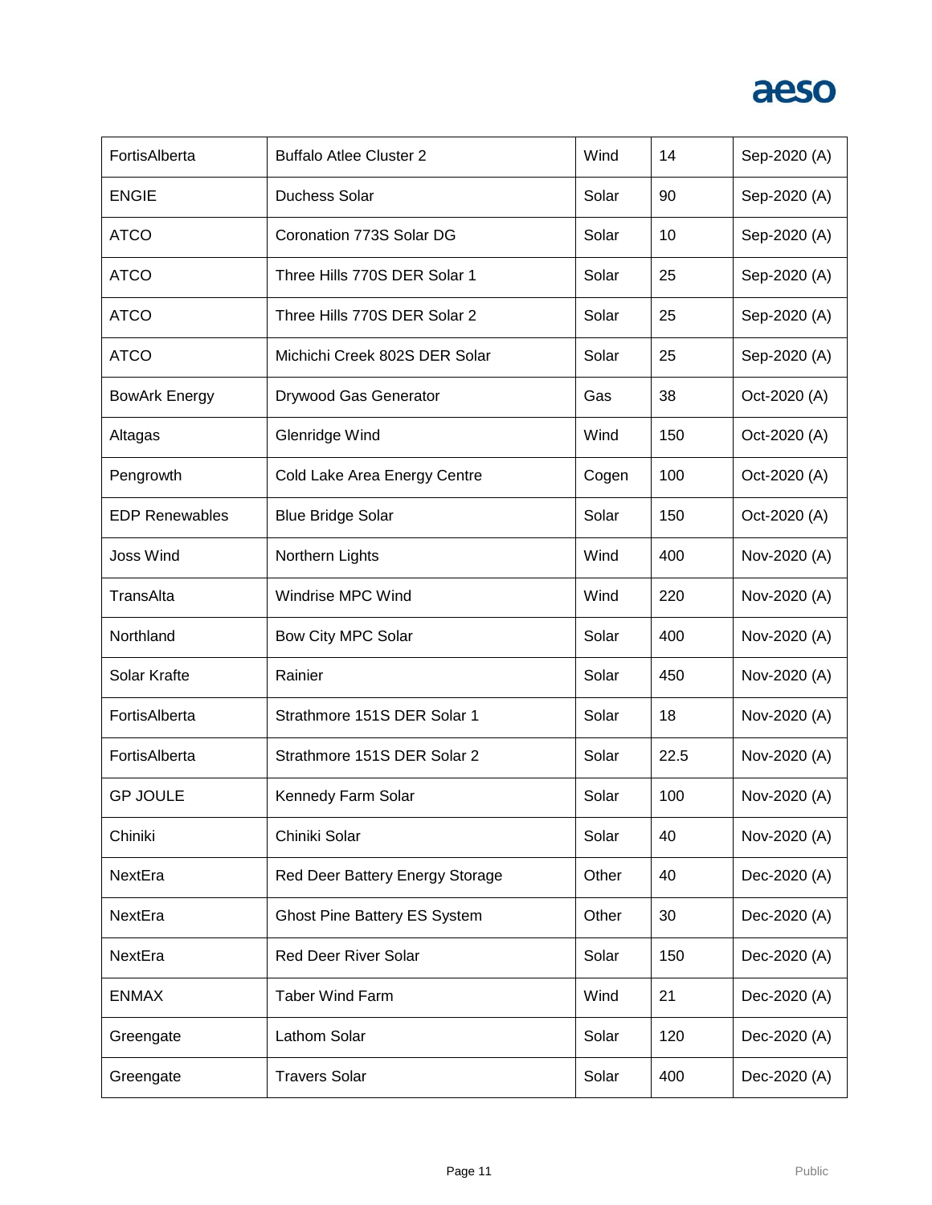| | | | | |
|---|---|---|---|---|
| FortisAlberta | Buffalo Atlee Cluster 2 | Wind | 14 | Sep-2020 (A) |
| ENGIE | Duchess Solar | Solar | 90 | Sep-2020 (A) |
| ATCO | Coronation 773S Solar DG | Solar | 10 | Sep-2020 (A) |
| ATCO | Three Hills 770S DER Solar 1 | Solar | 25 | Sep-2020 (A) |
| ATCO | Three Hills 770S DER Solar 2 | Solar | 25 | Sep-2020 (A) |
| ATCO | Michichi Creek 802S DER Solar | Solar | 25 | Sep-2020 (A) |
| BowArk Energy | Drywood Gas Generator | Gas | 38 | Oct-2020 (A) |
| Altagas | Glenridge Wind | Wind | 150 | Oct-2020 (A) |
| Pengrowth | Cold Lake Area Energy Centre | Cogen | 100 | Oct-2020 (A) |
| EDP Renewables | Blue Bridge Solar | Solar | 150 | Oct-2020 (A) |
| Joss Wind | Northern Lights | Wind | 400 | Nov-2020 (A) |
| TransAlta | Windrise MPC Wind | Wind | 220 | Nov-2020 (A) |
| Northland | Bow City MPC Solar | Solar | 400 | Nov-2020 (A) |
| Solar Krafte | Rainier | Solar | 450 | Nov-2020 (A) |
| FortisAlberta | Strathmore 151S DER Solar 1 | Solar | 18 | Nov-2020 (A) |
| FortisAlberta | Strathmore 151S DER Solar 2 | Solar | 22.5 | Nov-2020 (A) |
| GP JOULE | Kennedy Farm Solar | Solar | 100 | Nov-2020 (A) |
| Chiniki | Chiniki Solar | Solar | 40 | Nov-2020 (A) |
| NextEra | Red Deer Battery Energy Storage | Other | 40 | Dec-2020 (A) |
| NextEra | Ghost Pine Battery ES System | Other | 30 | Dec-2020 (A) |
| NextEra | Red Deer River Solar | Solar | 150 | Dec-2020 (A) |
| ENMAX | Taber Wind Farm | Wind | 21 | Dec-2020 (A) |
| Greengate | Lathom Solar | Solar | 120 | Dec-2020 (A) |
| Greengate | Travers Solar | Solar | 400 | Dec-2020 (A) |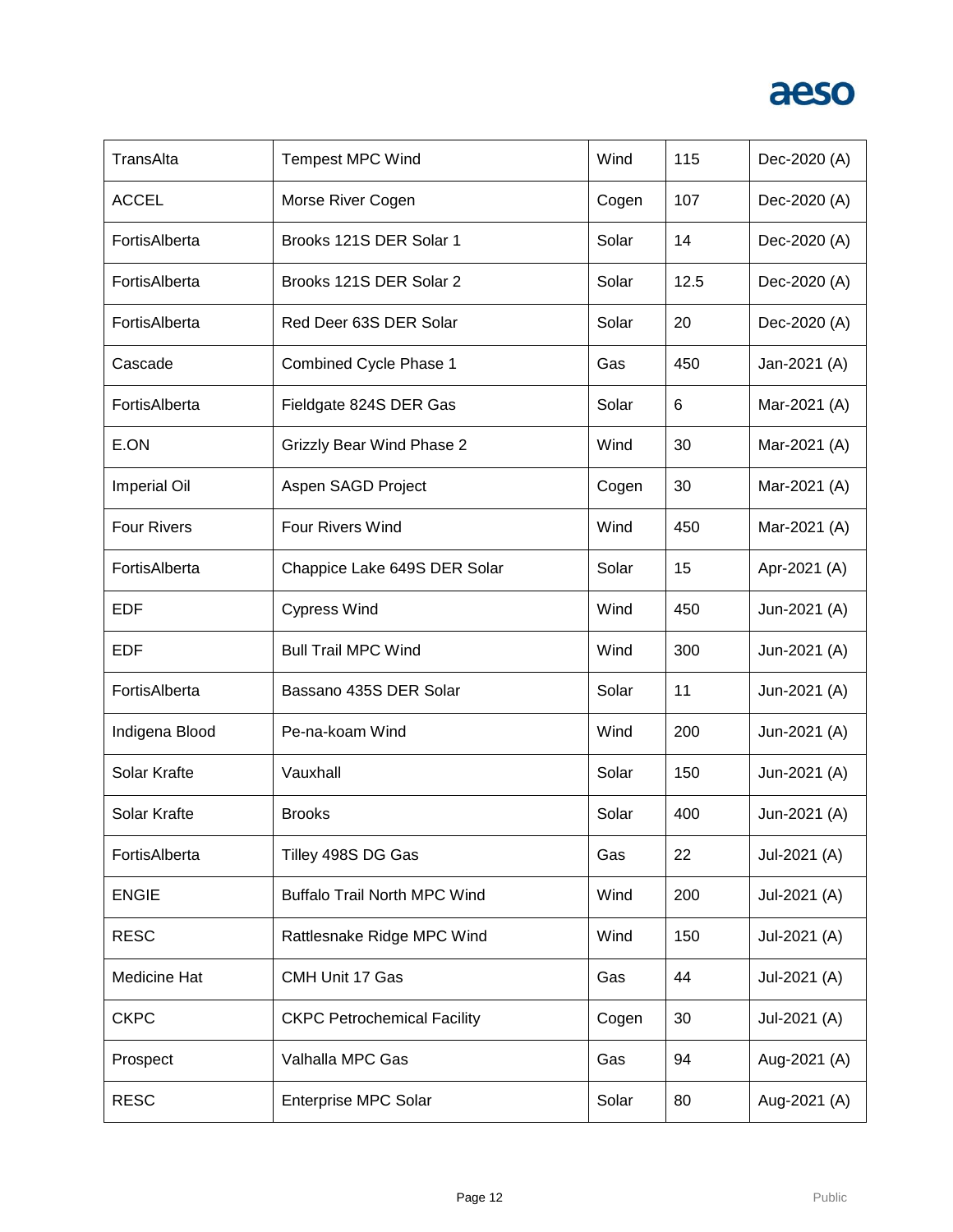| | | | | |
|---|---|---|---|---|
| TransAlta | Tempest MPC Wind | Wind | 115 | Dec-2020 (A) |
| ACCEL | Morse River Cogen | Cogen | 107 | Dec-2020 (A) |
| FortisAlberta | Brooks 121S DER Solar 1 | Solar | 14 | Dec-2020 (A) |
| FortisAlberta | Brooks 121S DER Solar 2 | Solar | 12.5 | Dec-2020 (A) |
| FortisAlberta | Red Deer 63S DER Solar | Solar | 20 | Dec-2020 (A) |
| Cascade | Combined Cycle Phase 1 | Gas | 450 | Jan-2021 (A) |
| FortisAlberta | Fieldgate 824S DER Gas | Solar | 6 | Mar-2021 (A) |
| E.ON | Grizzly Bear Wind Phase 2 | Wind | 30 | Mar-2021 (A) |
| Imperial Oil | Aspen SAGD Project | Cogen | 30 | Mar-2021 (A) |
| Four Rivers | Four Rivers Wind | Wind | 450 | Mar-2021 (A) |
| FortisAlberta | Chappice Lake 649S DER Solar | Solar | 15 | Apr-2021 (A) |
| EDF | Cypress Wind | Wind | 450 | Jun-2021 (A) |
| EDF | Bull Trail MPC Wind | Wind | 300 | Jun-2021 (A) |
| FortisAlberta | Bassano 435S DER Solar | Solar | 11 | Jun-2021 (A) |
| Indigena Blood | Pe-na-koam Wind | Wind | 200 | Jun-2021 (A) |
| Solar Krafte | Vauxhall | Solar | 150 | Jun-2021 (A) |
| Solar Krafte | Brooks | Solar | 400 | Jun-2021 (A) |
| FortisAlberta | Tilley 498S DG Gas | Gas | 22 | Jul-2021 (A) |
| ENGIE | Buffalo Trail North MPC Wind | Wind | 200 | Jul-2021 (A) |
| RESC | Rattlesnake Ridge MPC Wind | Wind | 150 | Jul-2021 (A) |
| Medicine Hat | CMH Unit 17 Gas | Gas | 44 | Jul-2021 (A) |
| CKPC | CKPC Petrochemical Facility | Cogen | 30 | Jul-2021 (A) |
| Prospect | Valhalla MPC Gas | Gas | 94 | Aug-2021 (A) |
| RESC | Enterprise MPC Solar | Solar | 80 | Aug-2021 (A) |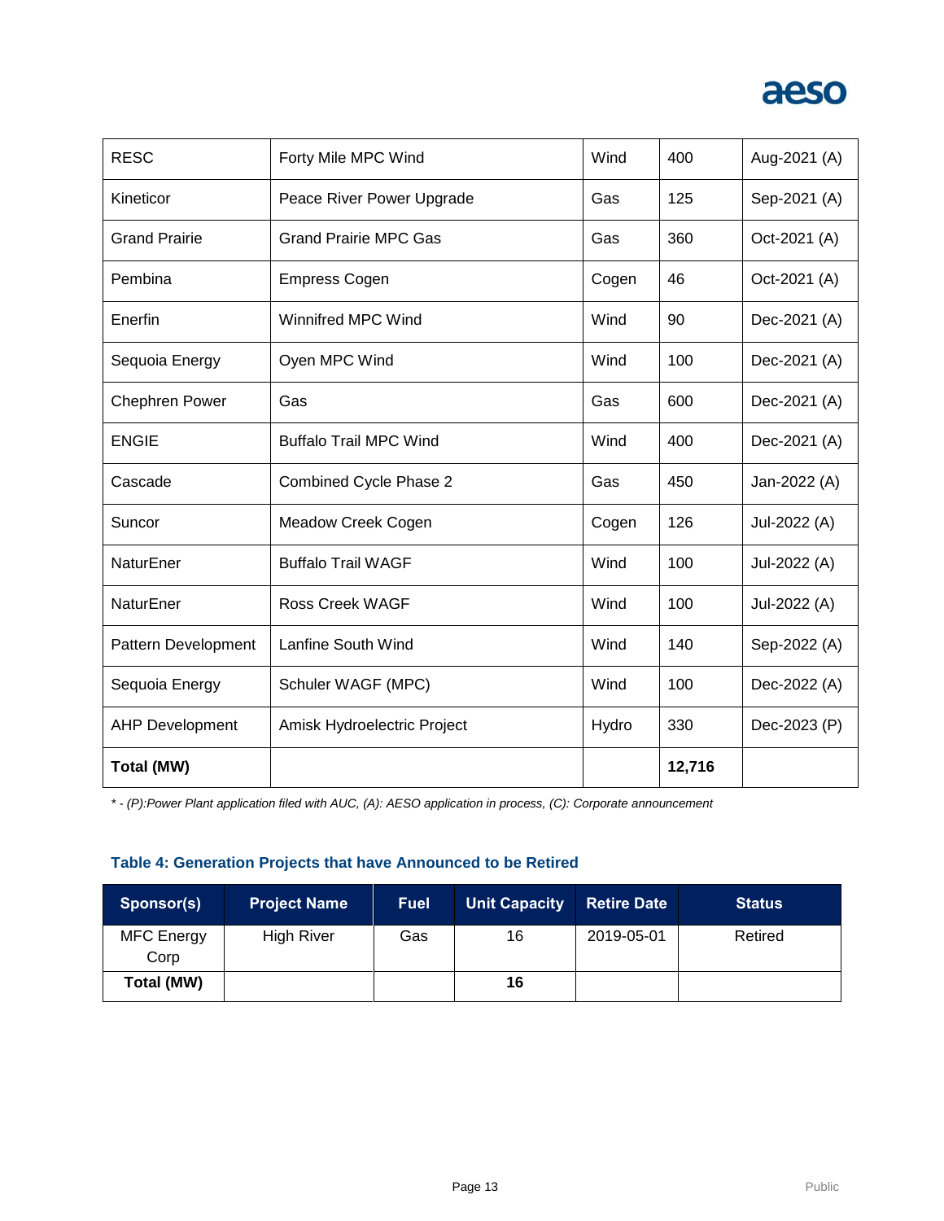| | | | | |
|---|---|---|---|---|
| RESC | Forty Mile MPC Wind | Wind | 400 | Aug-2021 (A) |
| Kineticor | Peace River Power Upgrade | Gas | 125 | Sep-2021 (A) |
| Grand Prairie | Grand Prairie MPC Gas | Gas | 360 | Oct-2021 (A) |
| Pembina | Empress Cogen | Cogen | 46 | Oct-2021 (A) |
| Enerfin | Winnifred MPC Wind | Wind | 90 | Dec-2021 (A) |
| Sequoia Energy | Oyen MPC Wind | Wind | 100 | Dec-2021 (A) |
| Chephren Power | Gas | Gas | 600 | Dec-2021 (A) |
| ENGIE | Buffalo Trail MPC Wind | Wind | 400 | Dec-2021 (A) |
| Cascade | Combined Cycle Phase 2 | Gas | 450 | Jan-2022 (A) |
| Suncor | Meadow Creek Cogen | Cogen | 126 | Jul-2022 (A) |
| NaturEner | Buffalo Trail WAGF | Wind | 100 | Jul-2022 (A) |
| NaturEner | Ross Creek WAGF | Wind | 100 | Jul-2022 (A) |
| Pattern Development | Lanfine South Wind | Wind | 140 | Sep-2022 (A) |
| Sequoia Energy | Schuler WAGF (MPC) | Wind | 100 | Dec-2022 (A) |
| AHP Development | Amisk Hydroelectric Project | Hydro | 330 | Dec-2023 (P) |
| **Total (MW)** | | | **12,716** | |

*\* - (P):Power Plant application filed with AUC, (A): AESO application in process, (C): Corporate announcement*

### Table 4: Generation Projects that have Announced to be Retired

| Sponsor(s) | Project Name | Fuel | Unit Capacity | Retire Date | Status |
|---|---|---|---|---|---|
| MFC Energy Corp | High River | Gas | 16 | 2019-05-01 | Retired |
| **Total (MW)** | | | **16** | | |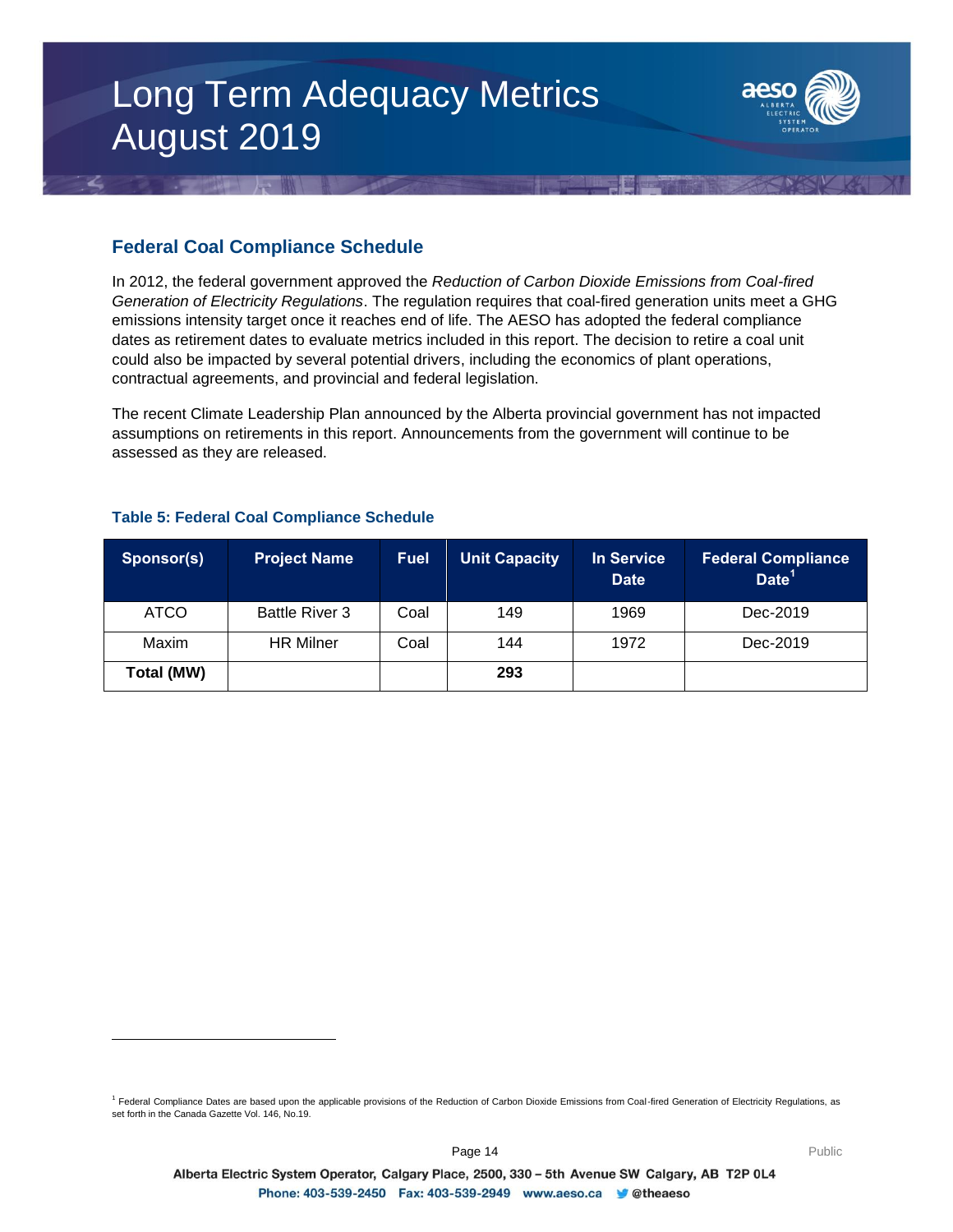## Federal Coal Compliance Schedule

In 2012, the federal government approved the *Reduction of Carbon Dioxide Emissions from Coal-fired Generation of Electricity Regulations*. The regulation requires that coal-fired generation units meet a GHG emissions intensity target once it reaches end of life. The AESO has adopted the federal compliance dates as retirement dates to evaluate metrics included in this report. The decision to retire a coal unit could also be impacted by several potential drivers, including the economics of plant operations, contractual agreements, and provincial and federal legislation.

The recent Climate Leadership Plan announced by the Alberta provincial government has not impacted assumptions on retirements in this report. Announcements from the government will continue to be assessed as they are released.

**Table 5: Federal Coal Compliance Schedule**

| Sponsor(s) | Project Name | Fuel | Unit Capacity | In Service Date | Federal Compliance Date[1] |
|---|---|---|---|---|---|
| ATCO | Battle River 3 | Coal | 149 | 1969 | Dec-2019 |
| Maxim | HR Milner | Coal | 144 | 1972 | Dec-2019 |
| **Total (MW)** | | | **293** | | |

[1] Federal Compliance Dates are based upon the applicable provisions of the Reduction of Carbon Dioxide Emissions from Coal-fired Generation of Electricity Regulations, as set forth in the Canada Gazette Vol. 146, No.19.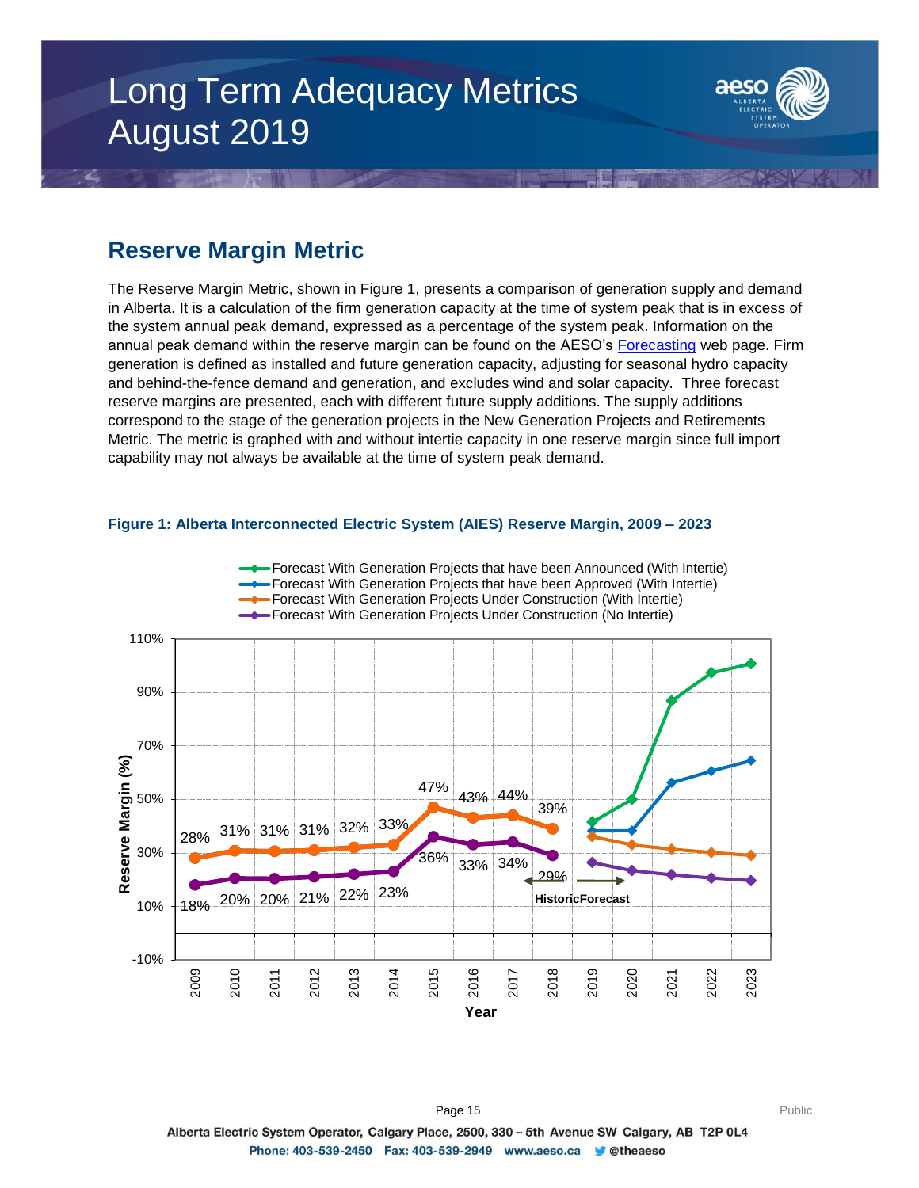# Long Term Adequacy Metrics
# August 2019

## Reserve Margin Metric

The Reserve Margin Metric, shown in Figure 1, presents a comparison of generation supply and demand in Alberta. It is a calculation of the firm generation capacity at the time of system peak that is in excess of the system annual peak demand, expressed as a percentage of the system peak. Information on the annual peak demand within the reserve margin can be found on the AESO's Forecasting web page. Firm generation is defined as installed and future generation capacity, adjusting for seasonal hydro capacity and behind-the-fence demand and generation, and excludes wind and solar capacity. Three forecast reserve margins are presented, each with different future supply additions. The supply additions correspond to the stage of the generation projects in the New Generation Projects and Retirements Metric. The metric is graphed with and without intertie capacity in one reserve margin since full import capability may not always be available at the time of system peak demand.

**Figure 1: Alberta Interconnected Electric System (AIES) Reserve Margin, 2009 – 2023**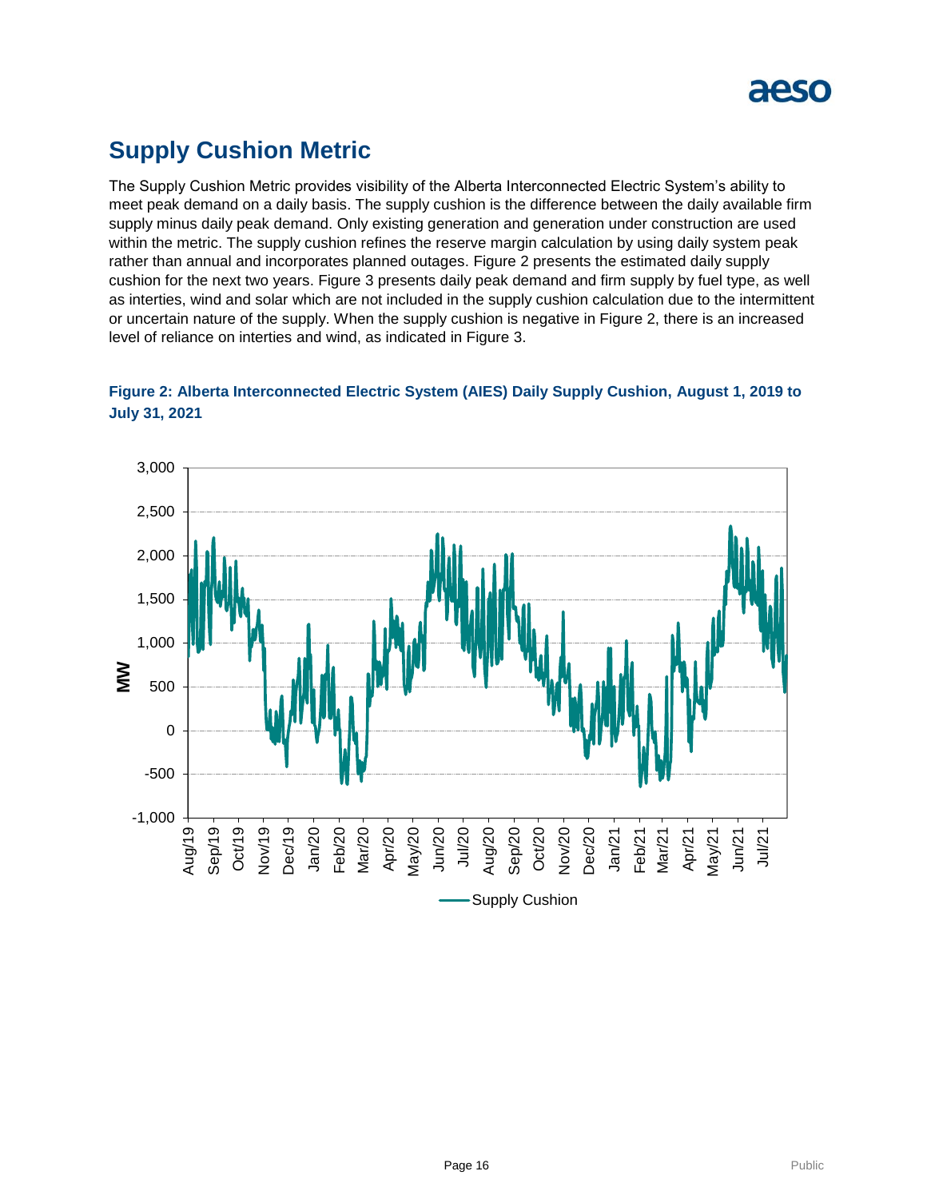## Supply Cushion Metric

The Supply Cushion Metric provides visibility of the Alberta Interconnected Electric System's ability to meet peak demand on a daily basis. The supply cushion is the difference between the daily available firm supply minus daily peak demand. Only existing generation and generation under construction are used within the metric. The supply cushion refines the reserve margin calculation by using daily system peak rather than annual and incorporates planned outages. Figure 2 presents the estimated daily supply cushion for the next two years. Figure 3 presents daily peak demand and firm supply by fuel type, as well as interties, wind and solar which are not included in the supply cushion calculation due to the intermittent or uncertain nature of the supply. When the supply cushion is negative in Figure 2, there is an increased level of reliance on interties and wind, as indicated in Figure 3.

**Figure 2: Alberta Interconnected Electric System (AIES) Daily Supply Cushion, August 1, 2019 to July 31, 2021**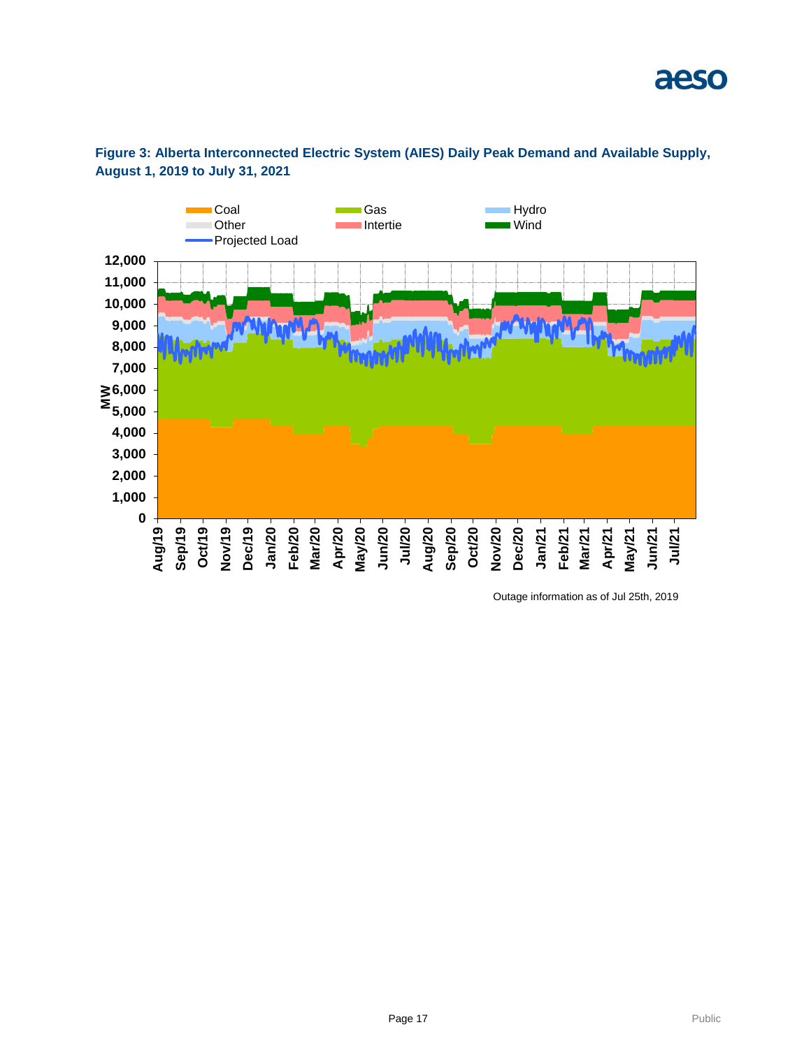**Figure 3: Alberta Interconnected Electric System (AIES) Daily Peak Demand and Available Supply, August 1, 2019 to July 31, 2021**

Outage information as of Jul 25th, 2019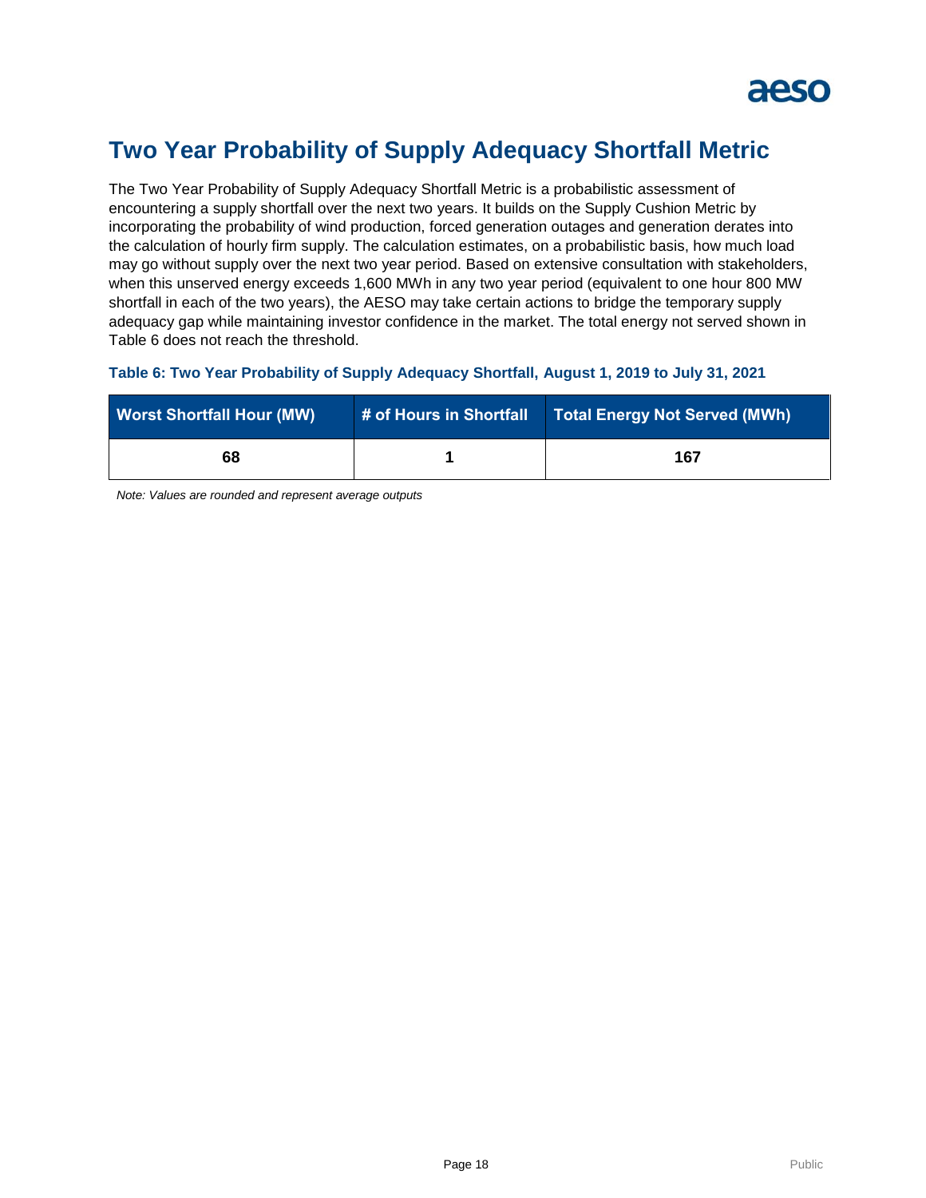# Two Year Probability of Supply Adequacy Shortfall Metric

The Two Year Probability of Supply Adequacy Shortfall Metric is a probabilistic assessment of encountering a supply shortfall over the next two years. It builds on the Supply Cushion Metric by incorporating the probability of wind production, forced generation outages and generation derates into the calculation of hourly firm supply. The calculation estimates, on a probabilistic basis, how much load may go without supply over the next two year period. Based on extensive consultation with stakeholders, when this unserved energy exceeds 1,600 MWh in any two year period (equivalent to one hour 800 MW shortfall in each of the two years), the AESO may take certain actions to bridge the temporary supply adequacy gap while maintaining investor confidence in the market. The total energy not served shown in Table 6 does not reach the threshold.

### Table 6: Two Year Probability of Supply Adequacy Shortfall, August 1, 2019 to July 31, 2021

| Worst Shortfall Hour (MW) | # of Hours in Shortfall | Total Energy Not Served (MWh) |
| --- | --- | --- |
| 68 | 1 | 167 |

*Note: Values are rounded and represent average outputs*